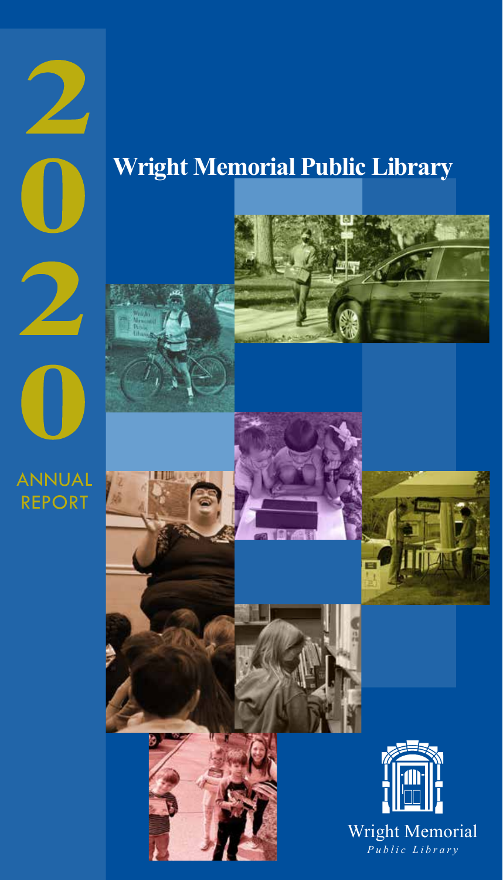# 2020

ANNUAL REPORT

# Wright Memorial Public Library

Wright Memorial

*Public Library*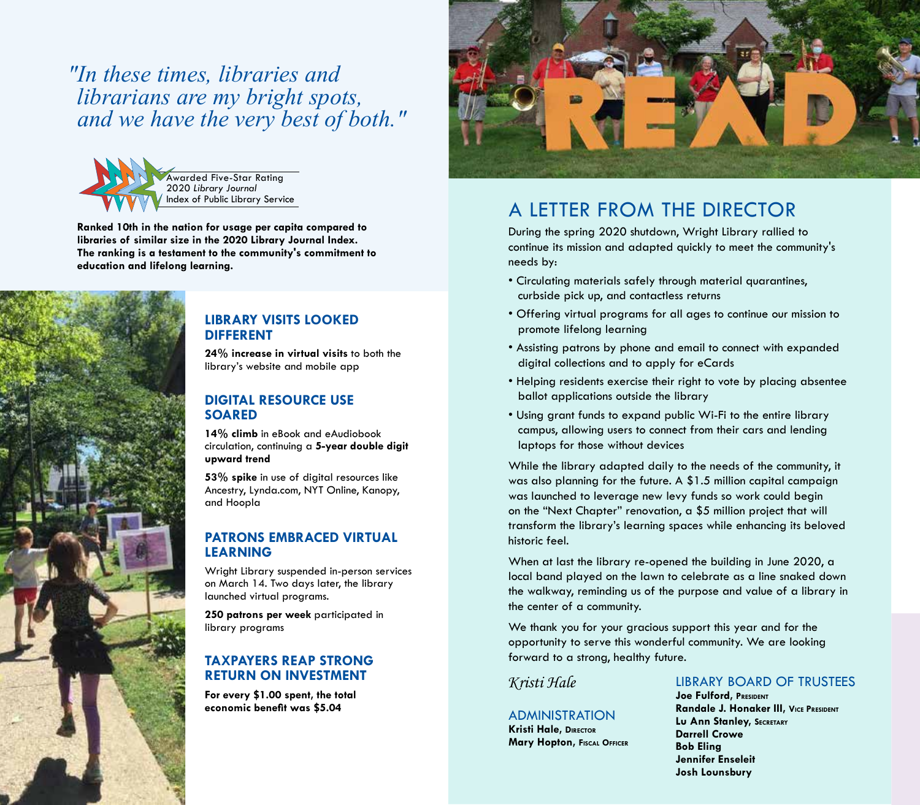*"In these times, libraries and librarians are my bright spots, and we have the very best of both."*

Awarded Five-Star Rating
2020 *Library Journal*
Index of Public Library Service

**Ranked 10th in the nation for usage per capita compared to libraries of similar size in the 2020 Library Journal Index. The ranking is a testament to the community's commitment to education and lifelong learning.**

### LIBRARY VISITS LOOKED DIFFERENT

**24% increase in virtual visits** to both the library's website and mobile app

### DIGITAL RESOURCE USE SOARED

**14% climb** in eBook and eAudiobook circulation, continuing a **5-year double digit upward trend**

**53% spike** in use of digital resources like Ancestry, Lynda.com, NYT Online, Kanopy, and Hoopla

### PATRONS EMBRACED VIRTUAL LEARNING

Wright Library suspended in-person services on March 14. Two days later, the library launched virtual programs.

**250 patrons per week** participated in library programs

### TAXPAYERS REAP STRONG RETURN ON INVESTMENT

**For every $1.00 spent, the total economic benefit was $5.04**

## A LETTER FROM THE DIRECTOR

During the spring 2020 shutdown, Wright Library rallied to continue its mission and adapted quickly to meet the community's needs by:

- Circulating materials safely through material quarantines, curbside pick up, and contactless returns
- Offering virtual programs for all ages to continue our mission to promote lifelong learning
- Assisting patrons by phone and email to connect with expanded digital collections and to apply for eCards
- Helping residents exercise their right to vote by placing absentee ballot applications outside the library
- Using grant funds to expand public Wi-Fi to the entire library campus, allowing users to connect from their cars and lending laptops for those without devices

While the library adapted daily to the needs of the community, it was also planning for the future. A $1.5 million capital campaign was launched to leverage new levy funds so work could begin on the "Next Chapter" renovation, a $5 million project that will transform the library's learning spaces while enhancing its beloved historic feel.

When at last the library re-opened the building in June 2020, a local band played on the lawn to celebrate as a line snaked down the walkway, reminding us of the purpose and value of a library in the center of a community.

We thank you for your gracious support this year and for the opportunity to serve this wonderful community. We are looking forward to a strong, healthy future.

*Kristi Hale*

### ADMINISTRATION

**Kristi Hale, Director**
**Mary Hopton, Fiscal Officer**

### LIBRARY BOARD OF TRUSTEES

**Joe Fulford, President**
**Randale J. Honaker III, Vice President**
**Lu Ann Stanley, Secretary**
**Darrell Crowe**
**Bob Eling**
**Jennifer Enseleit**
**Josh Lounsbury**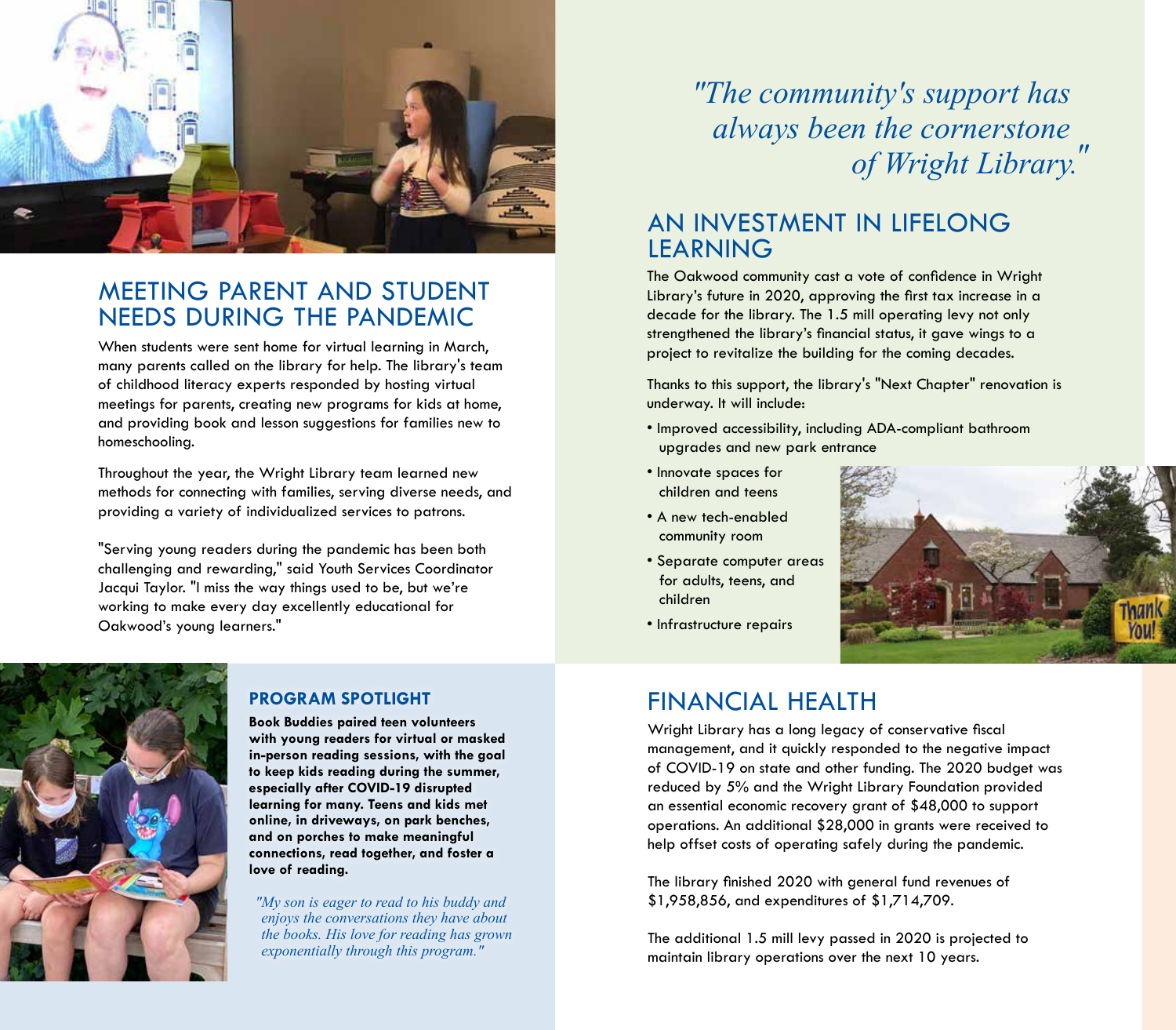## MEETING PARENT AND STUDENT NEEDS DURING THE PANDEMIC

When students were sent home for virtual learning in March, many parents called on the library for help. The library's team of childhood literacy experts responded by hosting virtual meetings for parents, creating new programs for kids at home, and providing book and lesson suggestions for families new to homeschooling.

Throughout the year, the Wright Library team learned new methods for connecting with families, serving diverse needs, and providing a variety of individualized services to patrons.

"Serving young readers during the pandemic has been both challenging and rewarding," said Youth Services Coordinator Jacqui Taylor. "I miss the way things used to be, but we're working to make every day excellently educational for Oakwood's young learners."

### PROGRAM SPOTLIGHT

**Book Buddies paired teen volunteers with young readers for virtual or masked in-person reading sessions, with the goal to keep kids reading during the summer, especially after COVID-19 disrupted learning for many. Teens and kids met online, in driveways, on park benches, and on porches to make meaningful connections, read together, and foster a love of reading.**

*"My son is eager to read to his buddy and enjoys the conversations they have about the books. His love for reading has grown exponentially through this program."*

*"The community's support has always been the cornerstone of Wright Library."*

## AN INVESTMENT IN LIFELONG LEARNING

The Oakwood community cast a vote of confidence in Wright Library's future in 2020, approving the first tax increase in a decade for the library. The 1.5 mill operating levy not only strengthened the library's financial status, it gave wings to a project to revitalize the building for the coming decades.

Thanks to this support, the library's "Next Chapter" renovation is underway. It will include:

- Improved accessibility, including ADA-compliant bathroom upgrades and new park entrance
- Innovate spaces for children and teens
- A new tech-enabled community room
- Separate computer areas for adults, teens, and children
- Infrastructure repairs

## FINANCIAL HEALTH

Wright Library has a long legacy of conservative fiscal management, and it quickly responded to the negative impact of COVID-19 on state and other funding. The 2020 budget was reduced by 5% and the Wright Library Foundation provided an essential economic recovery grant of $48,000 to support operations. An additional $28,000 in grants were received to help offset costs of operating safely during the pandemic.

The library finished 2020 with general fund revenues of $1,958,856, and expenditures of $1,714,709.

The additional 1.5 mill levy passed in 2020 is projected to maintain library operations over the next 10 years.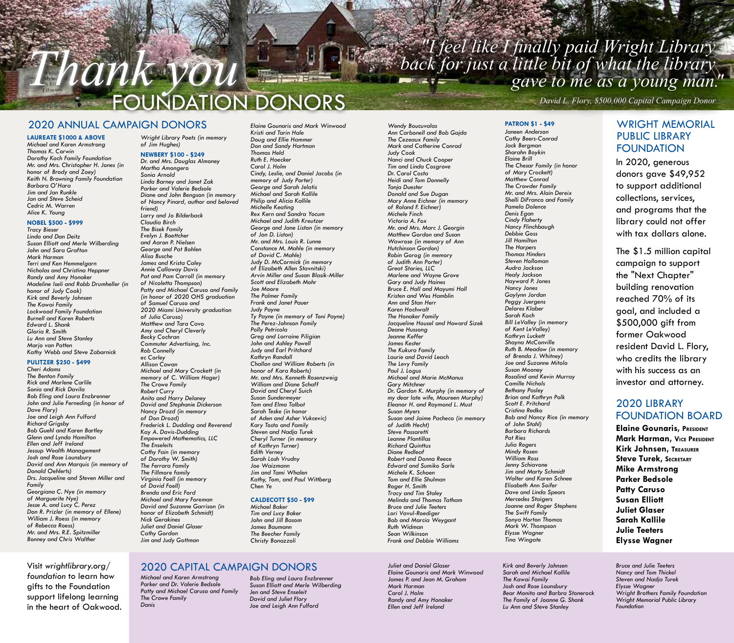# Thank you FOUNDATION DONORS

*"I feel like I finally paid Wright Library back for just a little bit of what the library gave to me as a young man."*

*David L. Flory, $500,000 Capital Campaign Donor*

## 2020 ANNUAL CAMPAIGN DONORS

### LAUREATE $1000 & ABOVE

*Michael and Karen Armstrong*
*Thomas K. Corwin*
*Dorothy Koch Family Foundation*
*Mr. and Mrs. Christopher H. Jones (in honor of Brody and Zoey)*
*Keith N. Browning Family Foundation*
*Barbara O'Hara*
*Jim and Jan Runkle*
*Jan and Steve Scheid*
*Cedric M. Warren*
*Alice K. Young*

### NOBEL $500 - $999

*Tracy Bieser*
*Linda and Dan Deitz*
*Susan Elliott and Merle Wilberding*
*John and Sara Grafton*
*Mark Harman*
*Terri and Ken Hemmelgarn*
*Nicholas and Christina Heppner*
*Randy and Amy Honaker*
*Madeline Iseli and Robb Drumheller (in honor of Judy Cook)*
*Kirk and Beverly Johnsen*
*The Kawai Family*
*Lockwood Family Foundation*
*Burnell and Karen Roberts*
*Edward L. Shank*
*Gloria R. Smith*
*Lu Ann and Steve Stanley*
*Marjo van Patten*
*Kathy Webb and Steve Zabarnick*

### PULITZER $250 - $499

*Cheri Adams*
*The Benton Family*
*Rick and Marlene Carlile*
*Sonia and Rick Davila*
*Bob Eling and Laura Enzbrenner*
*John and Julie Ferneding (in honor of Dave Flory)*
*Joe and Leigh Ann Fulford*
*Richard Grigsby*
*Bob Guehl and Karen Bartley*
*Glenn and Lynda Hamilton*
*Ellen and Jeff Ireland*
*Jessup Wealth Management*
*Josh and Rose Lounsbury*
*David and Ann Marquis (in memory of Donald Oehlerts)*
*Drs. Jacqueline and Steven Miller and Family*
*Georgiana C. Nye (in memory of Marguerite Nye)*
*Jesse A. and Lucy C. Perez*
*Don R. Prizler (in memory of Ellene)*
*William J. Roess (in memory of Rebecca Roess)*
*Mr. and Mrs. R.E. Spitzmiller*
*Bonney and Chris Walther*
*Wright Library Poets (in memory of Jim Hughes)*

### NEWBERY $100 - $249

*Dr. and Mrs. Douglas Almoney*
*Martha Amongero*
*Sonia Arnold*
*Linda Barney and Janet Zak*
*Parker and Valerie Bedsole*
*Diane and John Bengson (in memory of Nancy Pinard, author and beloved friend)*
*Larry and Jo Bilderback*
*Claudia Birch*
*The Bisek Family*
*Evelyn J. Boettcher and Aaron P. Nielsen*
*George and Pat Bohlen*
*Alisa Busche*
*James and Krista Caley*
*Annie Callaway Davis*
*Pat and Pam Carroll (in memory of Nicoletta Thompson)*
*Patty and Michael Caruso and Family (in honor of 2020 OHS graduation of Samuel Caruso and 2020 Miami University graduation of Julia Caruso)*
*Matthew and Tara Cavo*
*Amy and Cheryl Cleverly*
*Becky Cochran*
*Commuter Advertising, Inc.*
*Rob Connelly*
*ec Corley*
*Allison Cowan*
*Michael and Mary Crockett (in memory of C. William Hager)*
*The Crowe Family*
*Robert Curry*
*Anita and Harry Delaney*
*David and Stephanie Dickerson*
*Nancy Drozd (in memory of Don Drozd)*
*Frederick L. Dudding and Reverend Kay A. Davis-Dudding*
*Empowered Mathematics, LLC*
*The Enseleits*
*Cathy Fain (in memory of Dorothy W. Smith)*
*The Ferrara Family*
*The Fillmore family*
*Virginia Foell (in memory of David Foell)*
*Brenda and Eric Ford*
*Michael and Mary Foreman*
*David and Suzanne Garrison (in honor of Elizabeth Schmidt)*
*Nick Gerakines*
*Juliet and Daniel Glaser*
*Cathy Gordon*
*Jim and Judy Gottman*
*Elaine Gounaris and Mark Winwood*
*Kristi and Tarin Hale*
*Doug and Ellie Hammer*
*Don and Sandy Hartman*
*Thomas Held*
*Ruth E. Hoecker*
*Carol J. Holm*
*Cindy, Leslie, and Daniel Jacobs (in memory of Judy Porter)*
*George and Sarah Jelatis*
*Michael and Sarah Kallile*
*Philip and Alicia Kallile*
*Michelle Keating*
*Rex Kern and Sandra Yocum*
*Michael and Judith Kreutzer*
*George and Jane Liston (in memory of Jon D. Liston)*
*Mr. and Mrs. Louis R. Lunne*
*Constance M. Mahle (in memory of David C. Mahle)*
*Judy D. McCormick (in memory of Elizabeth Allen Stavnitski)*
*Arvin Miller and Susan Blasik-Miller*
*Scott and Elizabeth Mohr*
*Joe Moore*
*The Palmer Family*
*Frank and Janet Pauer*
*Judy Payne*
*Ty Payne (in memory of Toni Payne)*
*The Perez-Johnson Family*
*Polly Petricola*
*Greg and Lorraine Piligian*
*John and Ashley Powell*
*Judy and Earl Pritchard*
*Kathryn Randall*
*Challon and William Roberts (in honor of Kara Roberts)*
*Mr. and Mrs. Kenneth Rosenzweig*
*William and Diane Schaff*
*David and Cheryl Suich*
*Susan Sundermeyer*
*Tom and Elma Talbot*
*Sarah Teske (in honor of Aden and Asher Vukcevic)*
*Kary Tosto and Family*
*Steven and Nadja Turek*
*Cheryl Turner (in memory of Kathryn Turner)*
*Edith Verney*
*Sarah Losh Vrudny*
*Joe Waizmann*
*Jim and Tami Whalen*
*Kathy, Tom, and Paul Wittberg*
*Chen Ye*

### CALDECOTT $50 - $99

*Michael Baker*
*Tim and Lucy Baker*
*John and Jill Basom*
*James Baumann*
*The Beecher Family*
*Christy Bonazzoli*
*Wendy Boucuvalas*
*Ann Carbonell and Bob Gajda*
*The Cezeaux Family*
*Mark and Catherine Conrad*
*Judy Cook*
*Nanci and Chuck Cooper*
*Tim and Linda Cosgrove*
*Dr. Carol Costa*
*Heidi and Tom Donnelly*
*Tanja Duester*
*Donald and Sue Dugan*
*Mary Anne Eichner (in memory of Roland F. Eichner)*
*Michele Finch*
*Victoria A. Fox*
*Mr. and Mrs. Marc J. Georgin*
*Matthew Gordon and Susan Wawrose (in memory of Ann Hutchinson Gordon)*
*Robin Gorog (in memory of Judith Ann Porter)*
*Great Stories, LLC*
*Marlene and Wayne Grove*
*Gary and Judy Haines*
*Bruce E. Hall and Mayumi Hall*
*Kristen and Wes Hamblin*
*Ann and Stan Herr*
*Karen Hochwalt*
*The Honaker Family*
*Jacqueline Housel and Howard Sizek*
*Deane Hussong*
*Jeanne Keffer*
*James Kester*
*The Kukura Family*
*Laurie and David Leach*
*The Levy Family*
*Paul J. Logus*
*Michael and Marie McManus*
*Gary Mitchner*
*Dr. Gordon K. Murphy (in memory of my dear late wife, Maureen Murphy)*
*Eleanor H. and Raymond L. Must*
*Susan Myers*
*Susan and Jaime Pacheco (in memory of Judith Hecht)*
*Steve Passaretti*
*Leanne Plantillas*
*Richard Quinttus*
*Diane Redleaf*
*Robert and Donna Reece*
*Edward and Sumiko Sarle*
*Michele K. Schoen*
*Tom and Ellie Shulman*
*Roger H. Smith*
*Tracy and Tim Staley*
*Melinda and Thomas Tatham*
*Bruce and Julie Teeters*
*Lori Vavul-Roediger*
*Bob and Marcia Weygant*
*Ruth Widman*
*Sean Wilkinson*
*Frank and Debbie Williams*

### PATRON $1 - $49

*Janeen Anderson*
*Cathy Beers-Conrad*
*Jack Bergman*
*Sharahn Boykin*
*Elaine Brill*
*The Chesar Family (in honor of Mary Crockett)*
*Matthew Conrad*
*The Crowder Family*
*Mr. and Mrs. Alain Dereix*
*Shelli DiFranco and Family*
*Pamela Dolence*
*Denis Egan*
*Cindy Flaherty*
*Nancy Flinchbaugh*
*Debbie Goss*
*Jill Hamilton*
*The Harpers*
*Thomas Hinders*
*Steven Holloman*
*Audra Jackson*
*Healy Jackson*
*Hayward P. Jones*
*Nancy Jones*
*Gaylynn Jordan*
*Peggy Juergens*
*Delores Klaber*
*Sarah Koch*
*Bill LeValley (in memory of Kent LeValley)*
*Kathryn Luckett*
*Shayna McConville*
*Ruth B. Meadow (in memory of Brenda J. Whitney)*
*Joe and Suzanne Mitolo*
*Susan Mooney*
*Rosalind and Kevin Murray*
*Camille Nichols*
*Bethany Pasley*
*Brian and Kathryn Polk*
*Scott E. Pritchard*
*Cristina Redko*
*Bob and Nancy Rice (in memory of John Stahl)*
*Barbara Richards*
*Pat Ries*
*Julia Rogers*
*Mindy Rosen*
*William Ross*
*Jenny Schiavone*
*Jim and Marty Schmidt*
*Walter and Karen Schnee*
*Elisabeth Ann Soifer*
*Dave and Linda Spears*
*Mercedes Staigers*
*Joanne and Roger Stephens*
*The Swift Family*
*Sonya Horton Thomas*
*Mark W. Thompson*
*Elysse Wagner*
*Tina Wingate*

## WRIGHT MEMORIAL PUBLIC LIBRARY FOUNDATION

In 2020, generous donors gave $49,952 to support additional collections, services, and programs that the library could not offer with tax dollars alone.

The $1.5 million capital campaign to support the "Next Chapter" building renovation reached 70% of its goal, and included a $500,000 gift from former Oakwood resident David L. Flory, who credits the library with his success as an investor and attorney.

## 2020 LIBRARY FOUNDATION BOARD

**Elaine Gounaris, President**
**Mark Harman, Vice President**
**Kirk Johnsen, Treasurer**
**Steve Turek, Secretary**
**Mike Armstrong**
**Parker Bedsole**
**Patty Caruso**
**Susan Elliott**
**Juliet Glaser**
**Sarah Kallile**
**Julie Teeters**
**Elysse Wagner**

Visit *wrightlibrary.org/foundation* to learn how gifts to the Foundation support lifelong learning in the heart of Oakwood.

## 2020 CAPITAL CAMPAIGN DONORS

*Michael and Karen Armstrong*
*Parker and Dr. Valerie Bedsole*
*Patty and Michael Caruso and Family*
*The Crowe Family*
*Danis*
*Bob Eling and Laura Enzbrenner*
*Susan Elliott and Merle Wilberding*
*Jen and Steve Enseleit*
*David and Juliet Flory*
*Joe and Leigh Ann Fulford*
*Juliet and Daniel Glaser*
*Elaine Gounaris and Mark Winwood*
*James P. and Jean M. Graham*
*Mark Harman*
*Carol J. Holm*
*Randy and Amy Honaker*
*Ellen and Jeff Ireland*
*Kirk and Beverly Johnsen*
*Sarah and Michael Kallile*
*The Kawai Family*
*Josh and Rose Lounsbury*
*Bear Monita and Barbra Stonerock*
*The Family of Joanne G. Shank*
*Lu Ann and Steve Stanley*
*Bruce and Julie Teeters*
*Nancy and Tom Thickel*
*Steven and Nadja Turek*
*Elysse Wagner*
*Wright Brothers Family Foundation*
*Wright Memorial Public Library Foundation*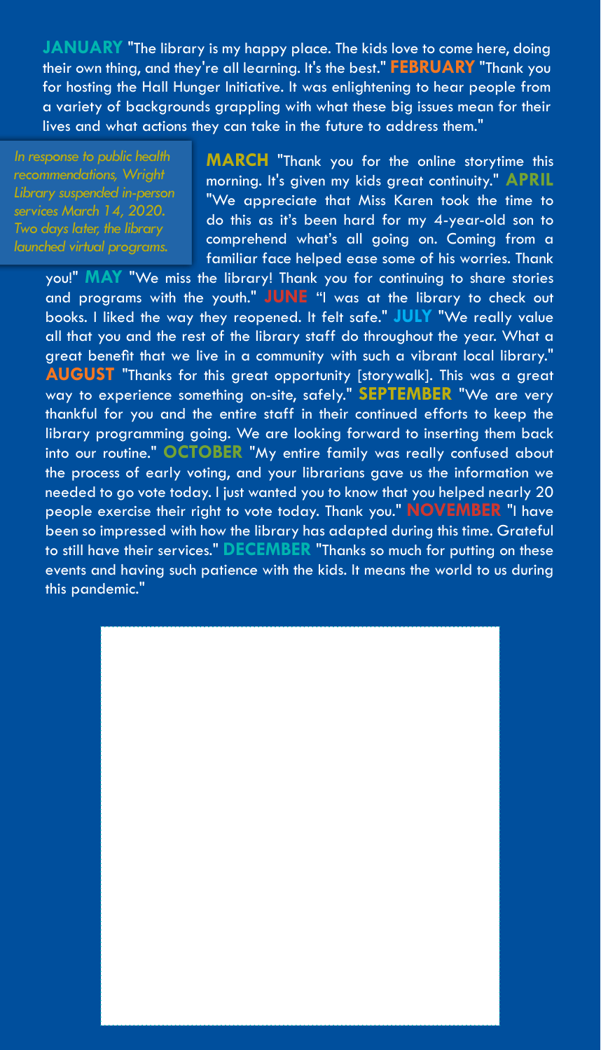**JANUARY** "The library is my happy place. The kids love to come here, doing their own thing, and they're all learning. It's the best." **FEBRUARY** "Thank you for hosting the Hall Hunger Initiative. It was enlightening to hear people from a variety of backgrounds grappling with what these big issues mean for their lives and what actions they can take in the future to address them."

*In response to public health recommendations, Wright Library suspended in-person services March 14, 2020. Two days later, the library launched virtual programs.*

**MARCH** "Thank you for the online storytime this morning. It's given my kids great continuity." **APRIL** "We appreciate that Miss Karen took the time to do this as it's been hard for my 4-year-old son to comprehend what's all going on. Coming from a familiar face helped ease some of his worries. Thank you!" **MAY** "We miss the library! Thank you for continuing to share stories and programs with the youth." **JUNE** "I was at the library to check out books. I liked the way they reopened. It felt safe." **JULY** "We really value all that you and the rest of the library staff do throughout the year. What a great benefit that we live in a community with such a vibrant local library." **AUGUST** "Thanks for this great opportunity [storywalk]. This was a great way to experience something on-site, safely." **SEPTEMBER** "We are very thankful for you and the entire staff in their continued efforts to keep the library programming going. We are looking forward to inserting them back into our routine." **OCTOBER** "My entire family was really confused about the process of early voting, and your librarians gave us the information we needed to go vote today. I just wanted you to know that you helped nearly 20 people exercise their right to vote today. Thank you." **NOVEMBER** "I have been so impressed with how the library has adapted during this time. Grateful to still have their services." **DECEMBER** "Thanks so much for putting on these events and having such patience with the kids. It means the world to us during this pandemic."